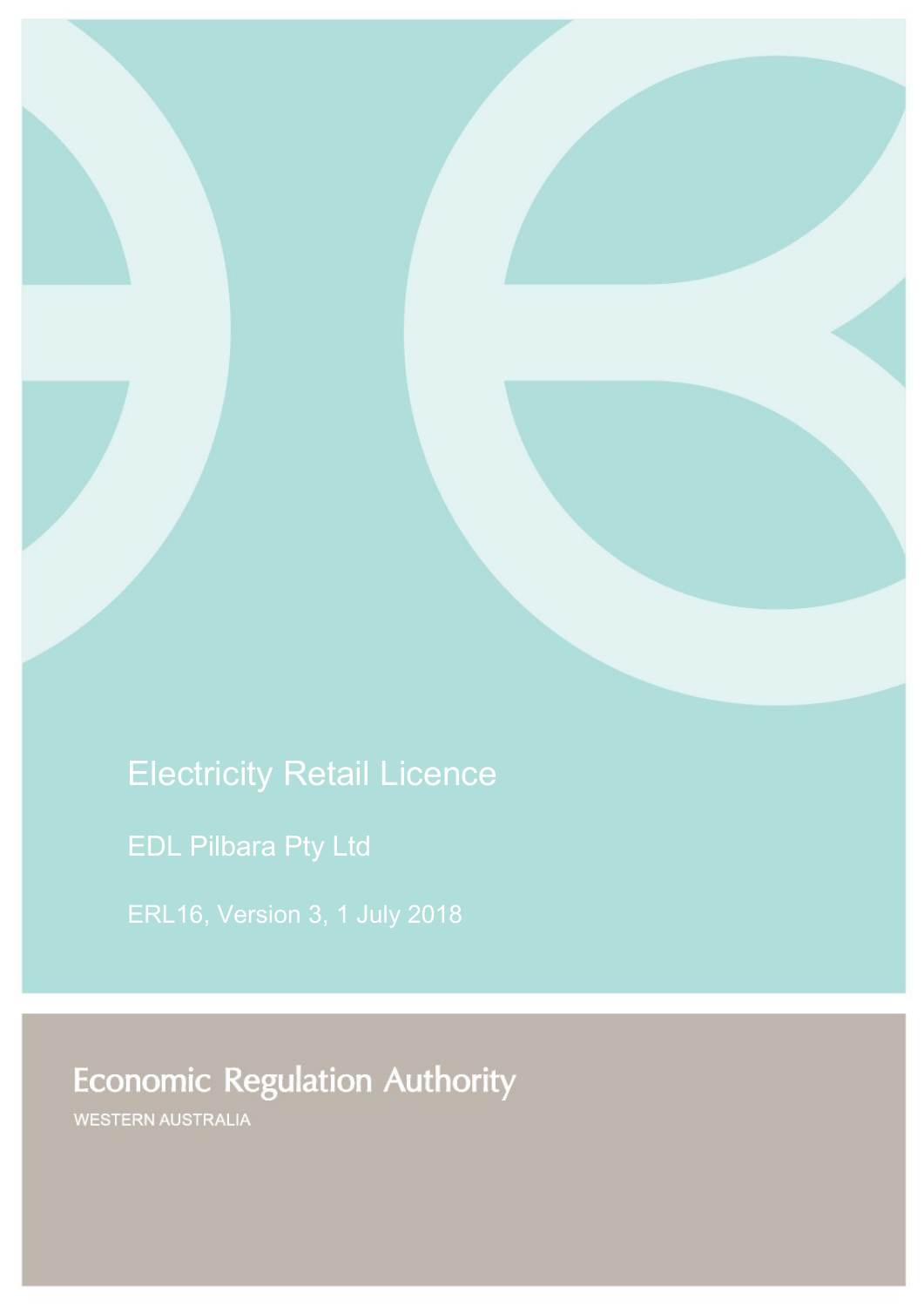# Electricity Retail Licence

## EDL Pilbara Pty Ltd

ERL16, Version 3, 1 July 2018

Economic Regulation Authority

WESTERN AUSTRALIA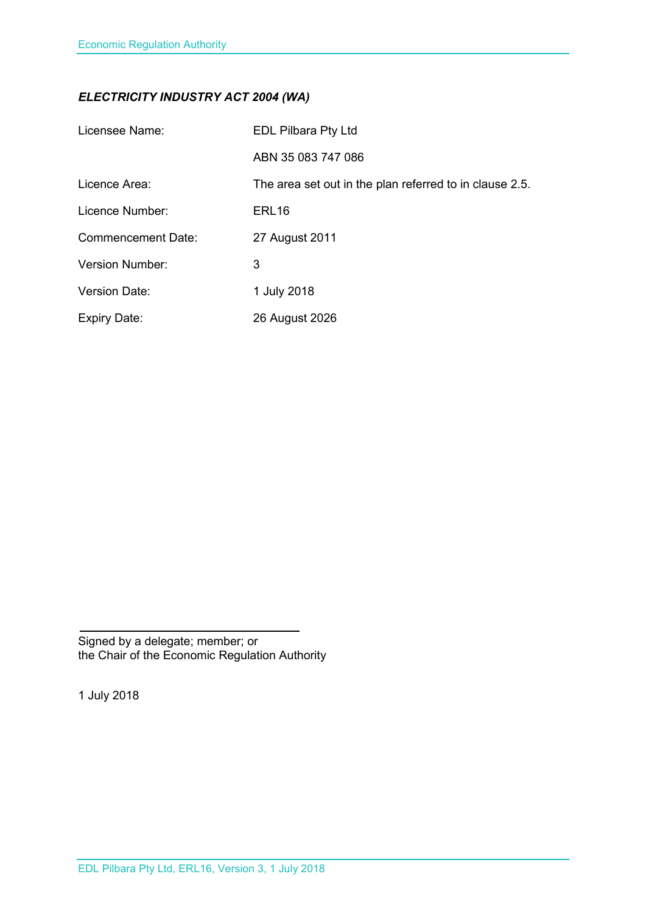***ELECTRICITY INDUSTRY ACT 2004 (WA)***

| | |
|---|---|
| Licensee Name: | EDL Pilbara Pty Ltd |
| | ABN 35 083 747 086 |
| Licence Area: | The area set out in the plan referred to in clause 2.5. |
| Licence Number: | ERL16 |
| Commencement Date: | 27 August 2011 |
| Version Number: | 3 |
| Version Date: | 1 July 2018 |
| Expiry Date: | 26 August 2026 |

Signed by a delegate; member; or
the Chair of the Economic Regulation Authority

1 July 2018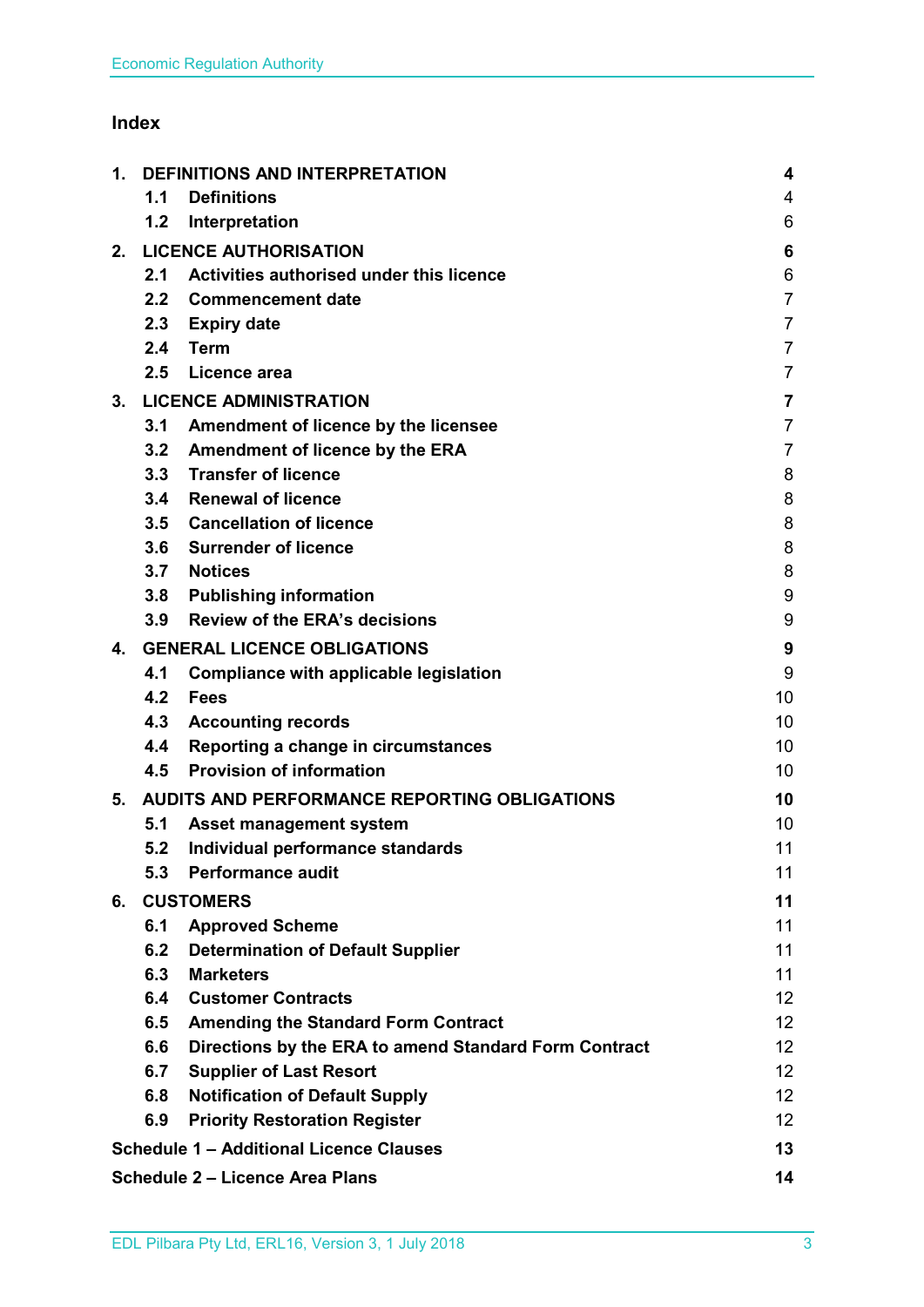## Index

| | | |
|---|---|---|
| **1.** | **DEFINITIONS AND INTERPRETATION** | **4** |
| | **1.1 Definitions** | 4 |
| | **1.2 Interpretation** | 6 |
| **2.** | **LICENCE AUTHORISATION** | **6** |
| | **2.1 Activities authorised under this licence** | 6 |
| | **2.2 Commencement date** | 7 |
| | **2.3 Expiry date** | 7 |
| | **2.4 Term** | 7 |
| | **2.5 Licence area** | 7 |
| **3.** | **LICENCE ADMINISTRATION** | **7** |
| | **3.1 Amendment of licence by the licensee** | 7 |
| | **3.2 Amendment of licence by the ERA** | 7 |
| | **3.3 Transfer of licence** | 8 |
| | **3.4 Renewal of licence** | 8 |
| | **3.5 Cancellation of licence** | 8 |
| | **3.6 Surrender of licence** | 8 |
| | **3.7 Notices** | 8 |
| | **3.8 Publishing information** | 9 |
| | **3.9 Review of the ERA's decisions** | 9 |
| **4.** | **GENERAL LICENCE OBLIGATIONS** | **9** |
| | **4.1 Compliance with applicable legislation** | 9 |
| | **4.2 Fees** | 10 |
| | **4.3 Accounting records** | 10 |
| | **4.4 Reporting a change in circumstances** | 10 |
| | **4.5 Provision of information** | 10 |
| **5.** | **AUDITS AND PERFORMANCE REPORTING OBLIGATIONS** | **10** |
| | **5.1 Asset management system** | 10 |
| | **5.2 Individual performance standards** | 11 |
| | **5.3 Performance audit** | 11 |
| **6.** | **CUSTOMERS** | **11** |
| | **6.1 Approved Scheme** | 11 |
| | **6.2 Determination of Default Supplier** | 11 |
| | **6.3 Marketers** | 11 |
| | **6.4 Customer Contracts** | 12 |
| | **6.5 Amending the Standard Form Contract** | 12 |
| | **6.6 Directions by the ERA to amend Standard Form Contract** | 12 |
| | **6.7 Supplier of Last Resort** | 12 |
| | **6.8 Notification of Default Supply** | 12 |
| | **6.9 Priority Restoration Register** | 12 |
| **Schedule 1 – Additional Licence Clauses** | | **13** |
| **Schedule 2 – Licence Area Plans** | | **14** |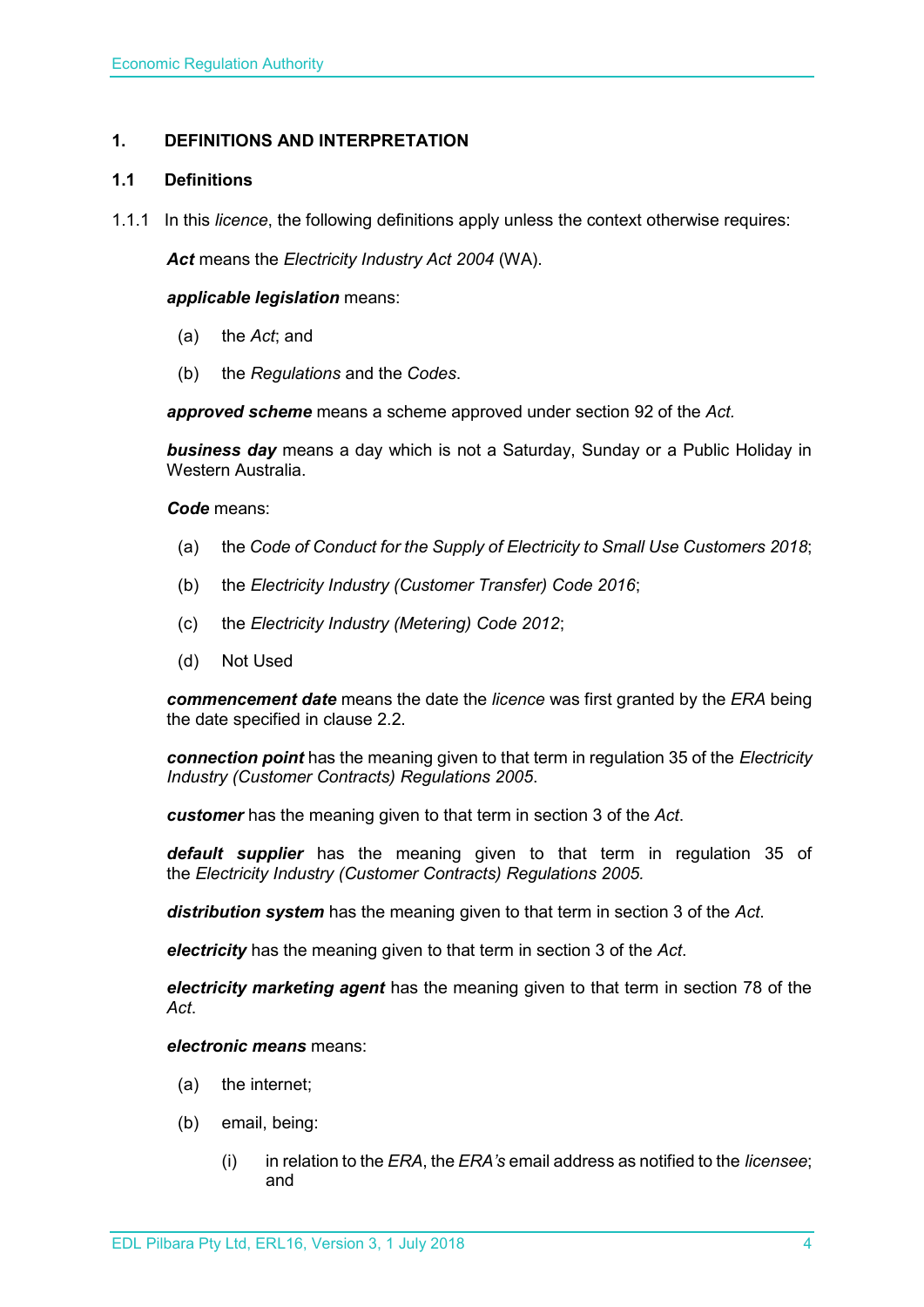## 1. DEFINITIONS AND INTERPRETATION

### 1.1 Definitions

1.1.1 In this *licence*, the following definitions apply unless the context otherwise requires:

***Act*** means the *Electricity Industry Act 2004* (WA).

***applicable legislation*** means:

(a) the *Act*; and

(b) the *Regulations* and the *Codes*.

***approved scheme*** means a scheme approved under section 92 of the *Act.*

***business day*** means a day which is not a Saturday, Sunday or a Public Holiday in Western Australia.

***Code*** means:

(a) the *Code of Conduct for the Supply of Electricity to Small Use Customers 2018*;

(b) the *Electricity Industry (Customer Transfer) Code 2016*;

(c) the *Electricity Industry (Metering) Code 2012*;

(d) Not Used

***commencement date*** means the date the *licence* was first granted by the *ERA* being the date specified in clause 2.2.

***connection point*** has the meaning given to that term in regulation 35 of the *Electricity Industry (Customer Contracts) Regulations 2005*.

***customer*** has the meaning given to that term in section 3 of the *Act*.

***default supplier*** has the meaning given to that term in regulation 35 of the *Electricity Industry (Customer Contracts) Regulations 2005.*

***distribution system*** has the meaning given to that term in section 3 of the *Act*.

***electricity*** has the meaning given to that term in section 3 of the *Act*.

***electricity marketing agent*** has the meaning given to that term in section 78 of the *Act*.

***electronic means*** means:

(a) the internet;

(b) email, being:

(i) in relation to the *ERA*, the *ERA's* email address as notified to the *licensee*; and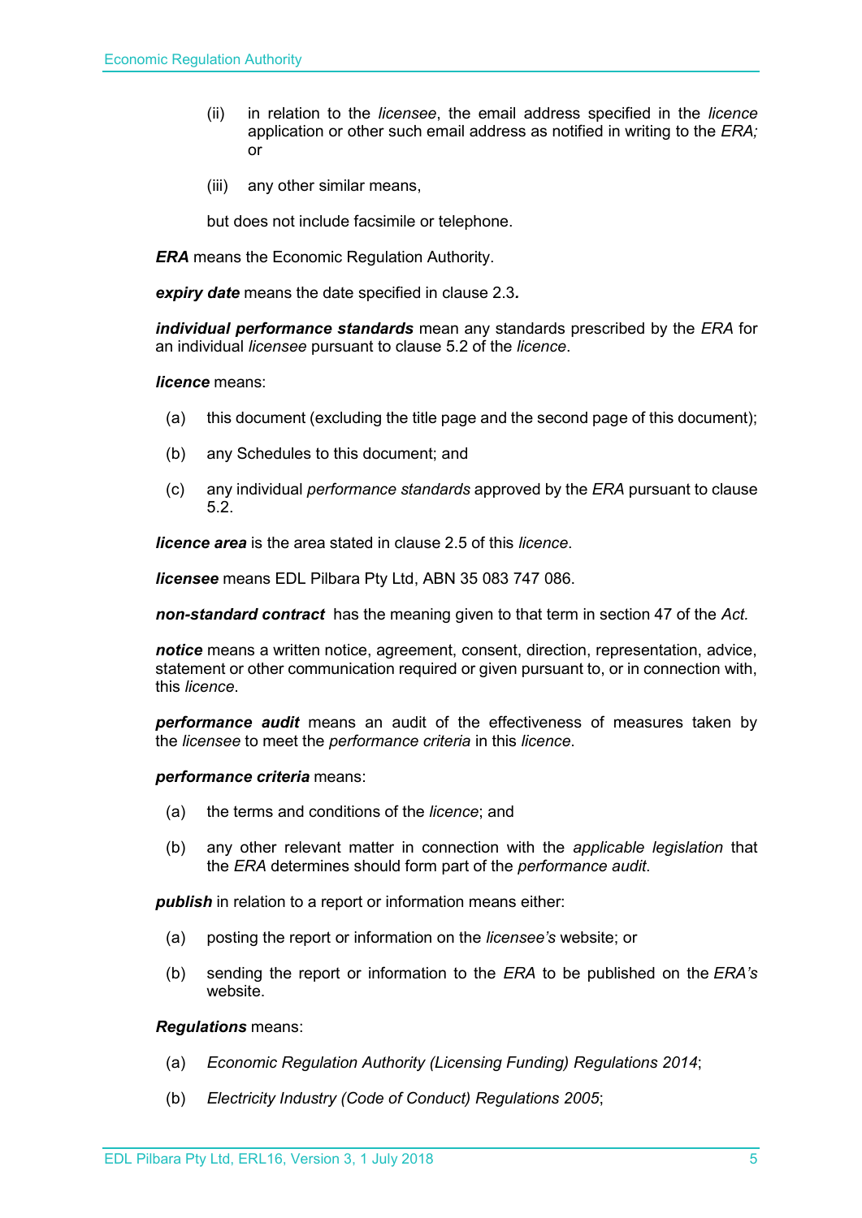(ii) in relation to the *licensee*, the email address specified in the *licence* application or other such email address as notified in writing to the *ERA;* or

(iii) any other similar means,

but does not include facsimile or telephone.

***ERA*** means the Economic Regulation Authority.

***expiry date*** means the date specified in clause 2.3**.**

***individual performance standards*** mean any standards prescribed by the *ERA* for an individual *licensee* pursuant to clause 5.2 of the *licence*.

***licence*** means:

(a) this document (excluding the title page and the second page of this document);

(b) any Schedules to this document; and

(c) any individual *performance standards* approved by the *ERA* pursuant to clause 5.2.

***licence area*** is the area stated in clause 2.5 of this *licence*.

***licensee*** means EDL Pilbara Pty Ltd, ABN 35 083 747 086.

***non-standard contract*** has the meaning given to that term in section 47 of the *Act.*

***notice*** means a written notice, agreement, consent, direction, representation, advice, statement or other communication required or given pursuant to, or in connection with, this *licence*.

***performance audit*** means an audit of the effectiveness of measures taken by the *licensee* to meet the *performance criteria* in this *licence*.

***performance criteria*** means:

(a) the terms and conditions of the *licence*; and

(b) any other relevant matter in connection with the *applicable legislation* that the *ERA* determines should form part of the *performance audit*.

***publish*** in relation to a report or information means either:

(a) posting the report or information on the *licensee's* website; or

(b) sending the report or information to the *ERA* to be published on the *ERA's* website.

***Regulations*** means:

(a) *Economic Regulation Authority (Licensing Funding) Regulations 2014*;

(b) *Electricity Industry (Code of Conduct) Regulations 2005*;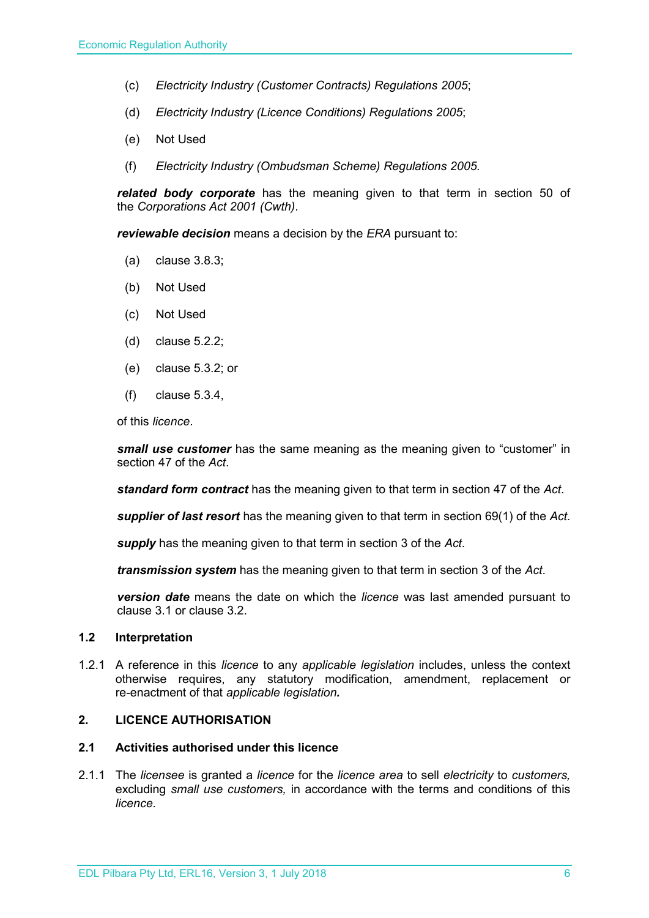(c) *Electricity Industry (Customer Contracts) Regulations 2005*;

(d) *Electricity Industry (Licence Conditions) Regulations 2005*;

(e) Not Used

(f) *Electricity Industry (Ombudsman Scheme) Regulations 2005.*

***related body corporate*** has the meaning given to that term in section 50 of the *Corporations Act 2001 (Cwth)*.

***reviewable decision*** means a decision by the *ERA* pursuant to:

(a) clause 3.8.3;

(b) Not Used

(c) Not Used

(d) clause 5.2.2;

(e) clause 5.3.2; or

(f) clause 5.3.4,

of this *licence*.

***small use customer*** has the same meaning as the meaning given to "customer" in section 47 of the *Act*.

***standard form contract*** has the meaning given to that term in section 47 of the *Act*.

***supplier of last resort*** has the meaning given to that term in section 69(1) of the *Act*.

***supply*** has the meaning given to that term in section 3 of the *Act*.

***transmission system*** has the meaning given to that term in section 3 of the *Act*.

***version date*** means the date on which the *licence* was last amended pursuant to clause 3.1 or clause 3.2.

### 1.2 Interpretation

1.2.1 A reference in this *licence* to any *applicable legislation* includes, unless the context otherwise requires, any statutory modification, amendment, replacement or re-enactment of that *applicable legislation.*

## 2. LICENCE AUTHORISATION

### 2.1 Activities authorised under this licence

2.1.1 The *licensee* is granted a *licence* for the *licence area* to sell *electricity* to *customers,* excluding *small use customers,* in accordance with the terms and conditions of this *licence.*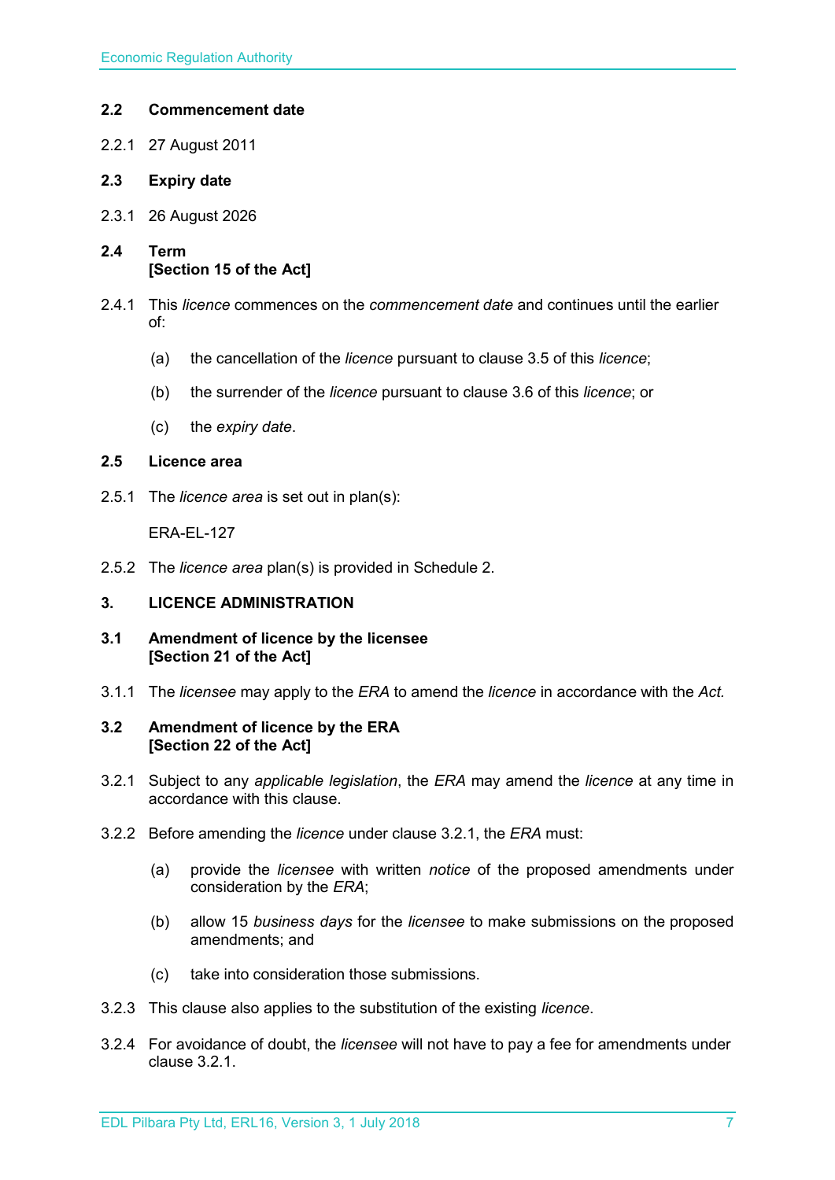### 2.2 Commencement date

2.2.1 27 August 2011

### 2.3 Expiry date

2.3.1 26 August 2026

### 2.4 Term
**[Section 15 of the Act]**

2.4.1 This *licence* commences on the *commencement date* and continues until the earlier of:

(a) the cancellation of the *licence* pursuant to clause 3.5 of this *licence*;

(b) the surrender of the *licence* pursuant to clause 3.6 of this *licence*; or

(c) the *expiry date*.

### 2.5 Licence area

2.5.1 The *licence area* is set out in plan(s):

ERA-EL-127

2.5.2 The *licence area* plan(s) is provided in Schedule 2.

## 3. LICENCE ADMINISTRATION

### 3.1 Amendment of licence by the licensee
**[Section 21 of the Act]**

3.1.1 The *licensee* may apply to the *ERA* to amend the *licence* in accordance with the *Act.*

### 3.2 Amendment of licence by the ERA
**[Section 22 of the Act]**

3.2.1 Subject to any *applicable legislation*, the *ERA* may amend the *licence* at any time in accordance with this clause.

3.2.2 Before amending the *licence* under clause 3.2.1, the *ERA* must:

(a) provide the *licensee* with written *notice* of the proposed amendments under consideration by the *ERA*;

(b) allow 15 *business days* for the *licensee* to make submissions on the proposed amendments; and

(c) take into consideration those submissions.

3.2.3 This clause also applies to the substitution of the existing *licence*.

3.2.4 For avoidance of doubt, the *licensee* will not have to pay a fee for amendments under clause 3.2.1.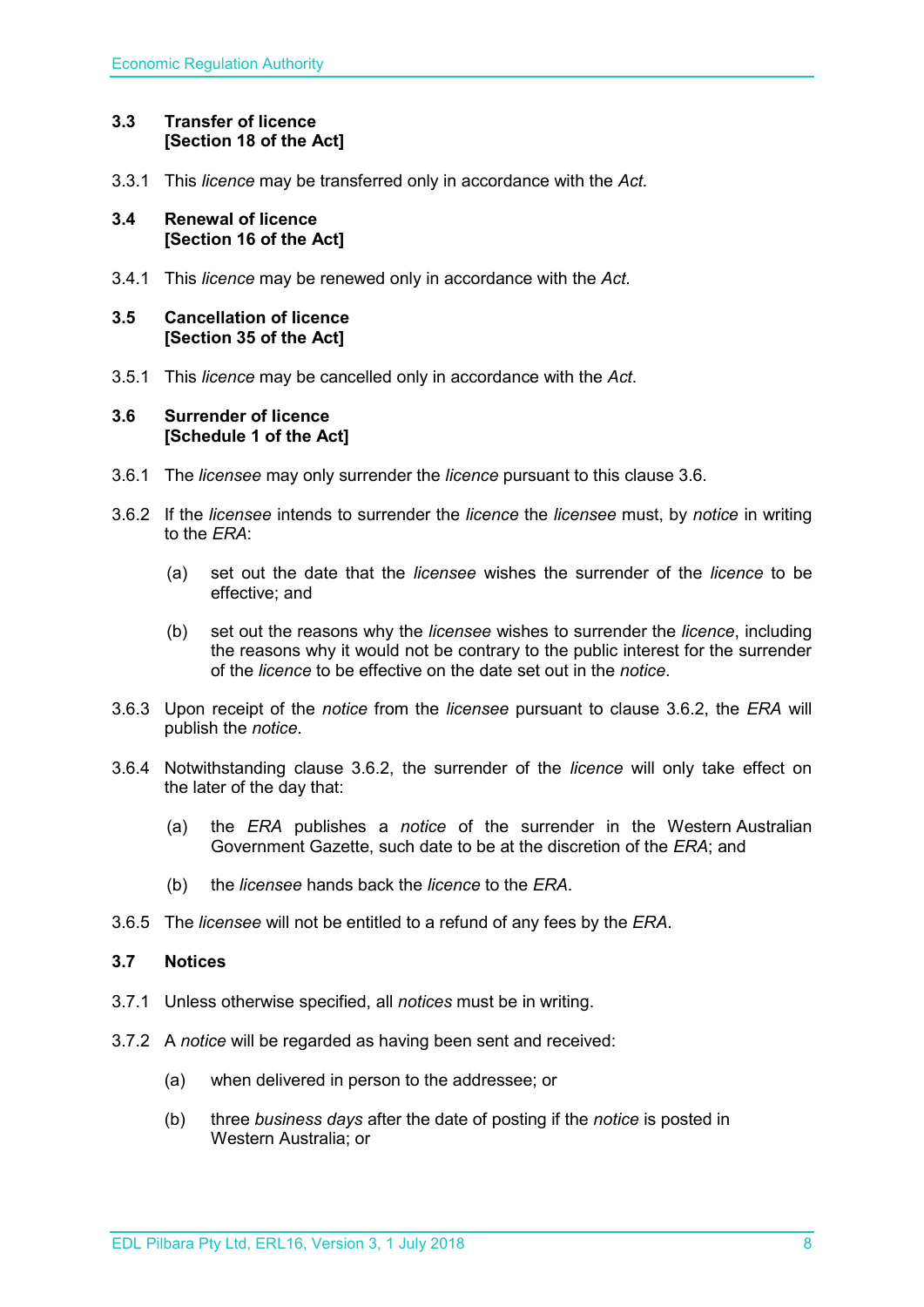### 3.3 Transfer of licence [Section 18 of the Act]

3.3.1 This *licence* may be transferred only in accordance with the *Act.*

### 3.4 Renewal of licence [Section 16 of the Act]

3.4.1 This *licence* may be renewed only in accordance with the *Act*.

### 3.5 Cancellation of licence [Section 35 of the Act]

3.5.1 This *licence* may be cancelled only in accordance with the *Act*.

### 3.6 Surrender of licence [Schedule 1 of the Act]

3.6.1 The *licensee* may only surrender the *licence* pursuant to this clause 3.6.

3.6.2 If the *licensee* intends to surrender the *licence* the *licensee* must, by *notice* in writing to the *ERA*:

(a) set out the date that the *licensee* wishes the surrender of the *licence* to be effective; and

(b) set out the reasons why the *licensee* wishes to surrender the *licence*, including the reasons why it would not be contrary to the public interest for the surrender of the *licence* to be effective on the date set out in the *notice*.

3.6.3 Upon receipt of the *notice* from the *licensee* pursuant to clause 3.6.2, the *ERA* will publish the *notice*.

3.6.4 Notwithstanding clause 3.6.2, the surrender of the *licence* will only take effect on the later of the day that:

(a) the *ERA* publishes a *notice* of the surrender in the Western Australian Government Gazette, such date to be at the discretion of the *ERA*; and

(b) the *licensee* hands back the *licence* to the *ERA*.

3.6.5 The *licensee* will not be entitled to a refund of any fees by the *ERA*.

### 3.7 Notices

3.7.1 Unless otherwise specified, all *notices* must be in writing.

3.7.2 A *notice* will be regarded as having been sent and received:

(a) when delivered in person to the addressee; or

(b) three *business days* after the date of posting if the *notice* is posted in Western Australia; or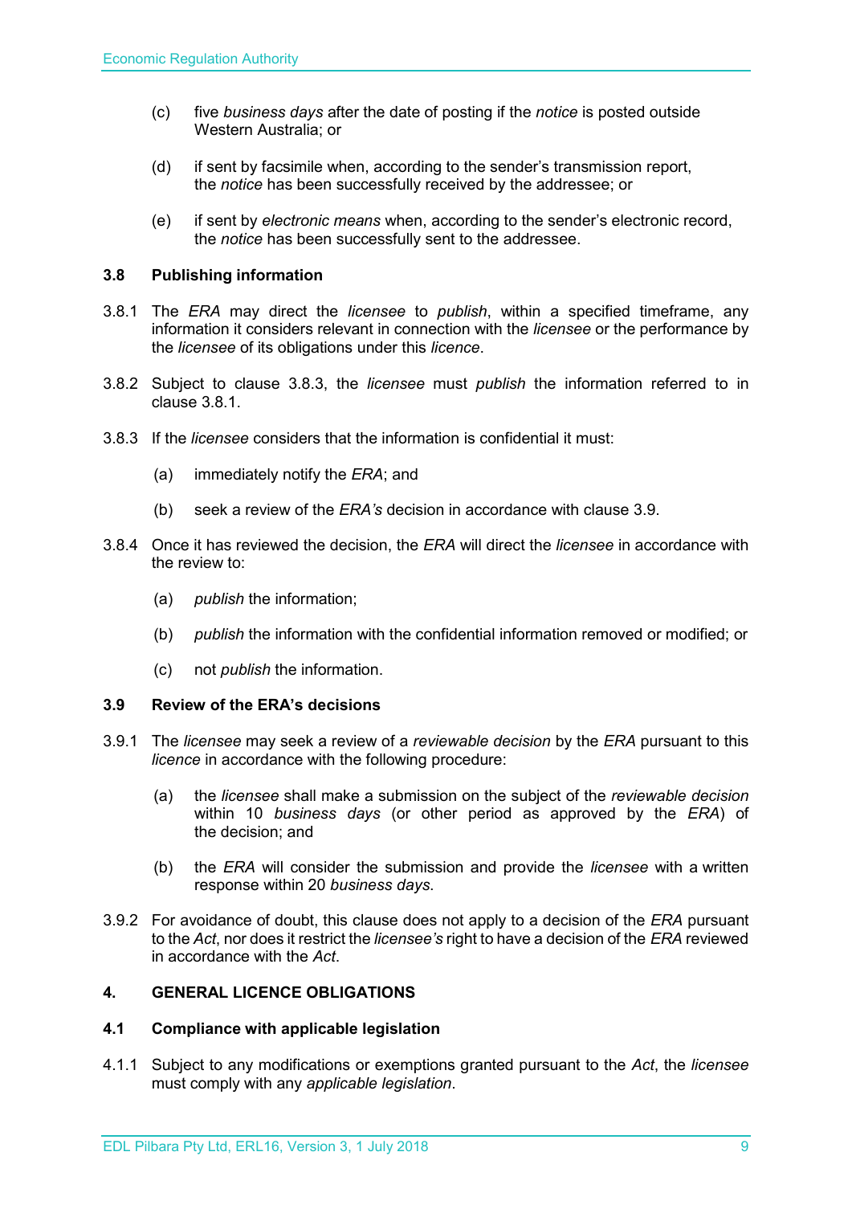(c) five *business days* after the date of posting if the *notice* is posted outside Western Australia; or

(d) if sent by facsimile when, according to the sender's transmission report, the *notice* has been successfully received by the addressee; or

(e) if sent by *electronic means* when, according to the sender's electronic record, the *notice* has been successfully sent to the addressee.

### 3.8 Publishing information

3.8.1 The *ERA* may direct the *licensee* to *publish*, within a specified timeframe, any information it considers relevant in connection with the *licensee* or the performance by the *licensee* of its obligations under this *licence*.

3.8.2 Subject to clause 3.8.3, the *licensee* must *publish* the information referred to in clause 3.8.1.

3.8.3 If the *licensee* considers that the information is confidential it must:

(a) immediately notify the *ERA*; and

(b) seek a review of the *ERA's* decision in accordance with clause 3.9.

3.8.4 Once it has reviewed the decision, the *ERA* will direct the *licensee* in accordance with the review to:

(a) *publish* the information;

(b) *publish* the information with the confidential information removed or modified; or

(c) not *publish* the information.

### 3.9 Review of the ERA's decisions

3.9.1 The *licensee* may seek a review of a *reviewable decision* by the *ERA* pursuant to this *licence* in accordance with the following procedure:

(a) the *licensee* shall make a submission on the subject of the *reviewable decision* within 10 *business days* (or other period as approved by the *ERA*) of the decision; and

(b) the *ERA* will consider the submission and provide the *licensee* with a written response within 20 *business days*.

3.9.2 For avoidance of doubt, this clause does not apply to a decision of the *ERA* pursuant to the *Act*, nor does it restrict the *licensee's* right to have a decision of the *ERA* reviewed in accordance with the *Act*.

## 4. GENERAL LICENCE OBLIGATIONS

### 4.1 Compliance with applicable legislation

4.1.1 Subject to any modifications or exemptions granted pursuant to the *Act*, the *licensee* must comply with any *applicable legislation*.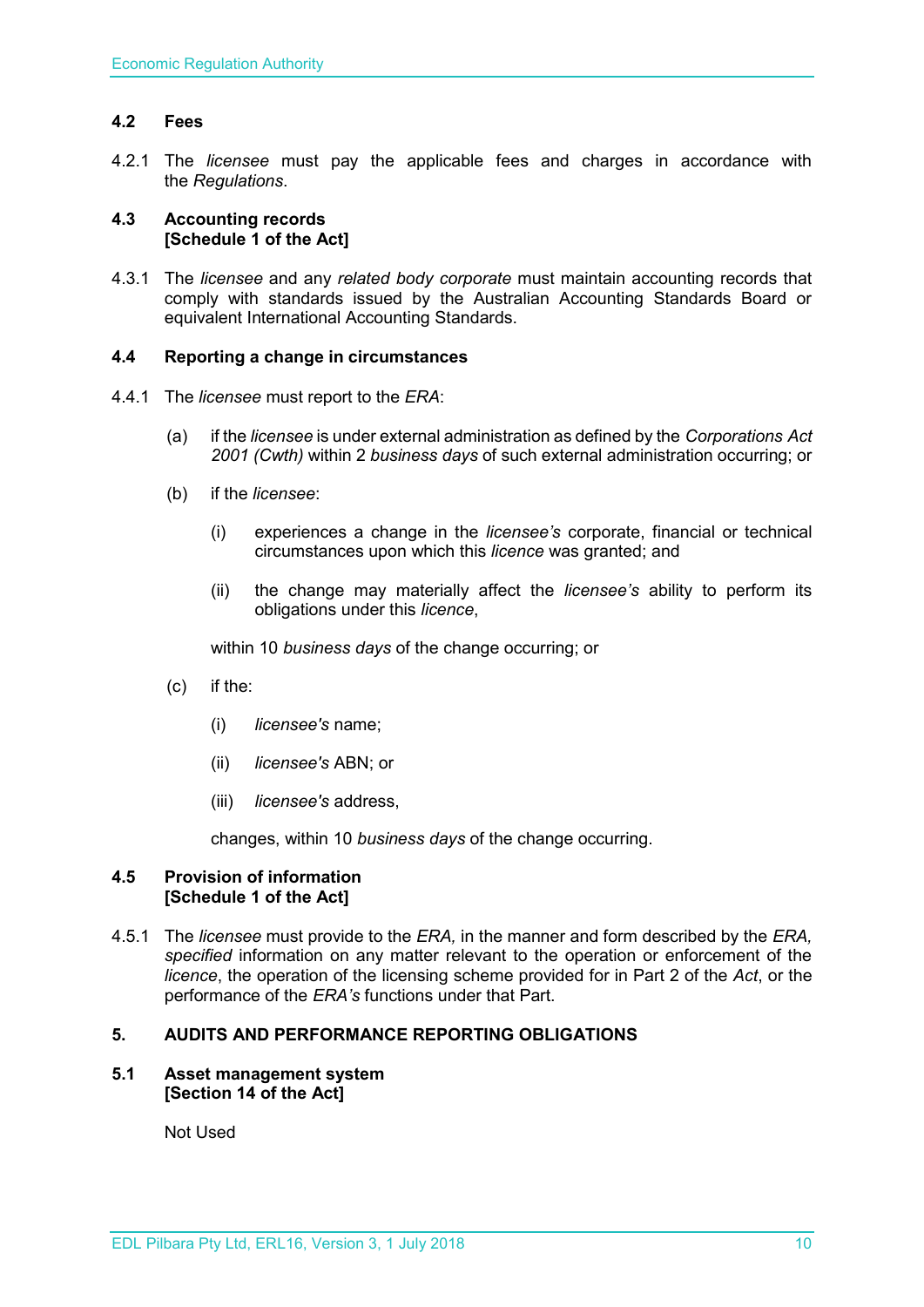### 4.2 Fees

4.2.1 The *licensee* must pay the applicable fees and charges in accordance with the *Regulations*.

### 4.3 Accounting records [Schedule 1 of the Act]

4.3.1 The *licensee* and any *related body corporate* must maintain accounting records that comply with standards issued by the Australian Accounting Standards Board or equivalent International Accounting Standards.

### 4.4 Reporting a change in circumstances

4.4.1 The *licensee* must report to the *ERA*:

(a) if the *licensee* is under external administration as defined by the *Corporations Act 2001 (Cwth)* within 2 *business days* of such external administration occurring; or

(b) if the *licensee*:

(i) experiences a change in the *licensee's* corporate, financial or technical circumstances upon which this *licence* was granted; and

(ii) the change may materially affect the *licensee's* ability to perform its obligations under this *licence*,

within 10 *business days* of the change occurring; or

(c) if the:

(i) *licensee's* name;

(ii) *licensee's* ABN; or

(iii) *licensee's* address,

changes, within 10 *business days* of the change occurring.

### 4.5 Provision of information [Schedule 1 of the Act]

4.5.1 The *licensee* must provide to the *ERA,* in the manner and form described by the *ERA, specified* information on any matter relevant to the operation or enforcement of the *licence*, the operation of the licensing scheme provided for in Part 2 of the *Act*, or the performance of the *ERA's* functions under that Part.

## 5. AUDITS AND PERFORMANCE REPORTING OBLIGATIONS

### 5.1 Asset management system [Section 14 of the Act]

Not Used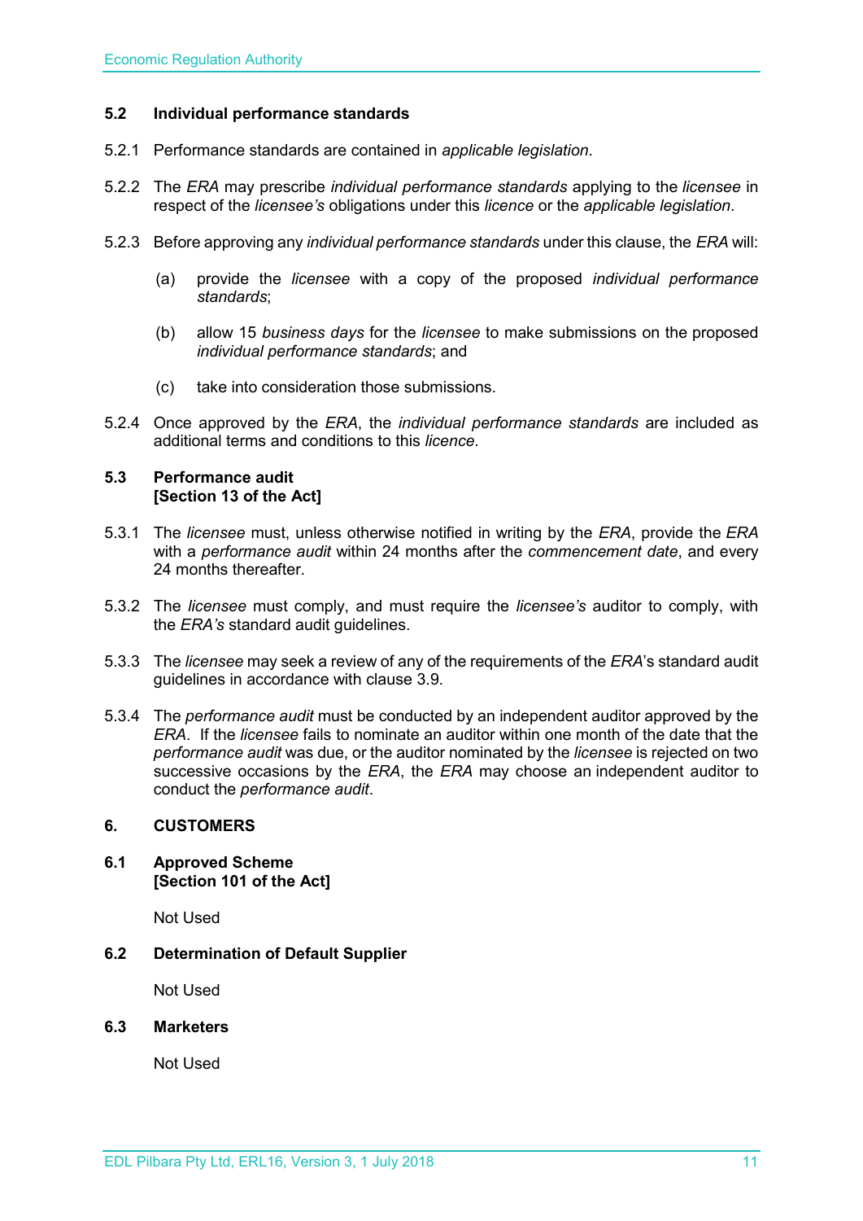### 5.2 Individual performance standards

5.2.1 Performance standards are contained in *applicable legislation*.

5.2.2 The *ERA* may prescribe *individual performance standards* applying to the *licensee* in respect of the *licensee's* obligations under this *licence* or the *applicable legislation*.

5.2.3 Before approving any *individual performance standards* under this clause, the *ERA* will:

(a) provide the *licensee* with a copy of the proposed *individual performance standards*;

(b) allow 15 *business days* for the *licensee* to make submissions on the proposed *individual performance standards*; and

(c) take into consideration those submissions.

5.2.4 Once approved by the *ERA*, the *individual performance standards* are included as additional terms and conditions to this *licence*.

### 5.3 Performance audit
**[Section 13 of the Act]**

5.3.1 The *licensee* must, unless otherwise notified in writing by the *ERA*, provide the *ERA* with a *performance audit* within 24 months after the *commencement date*, and every 24 months thereafter.

5.3.2 The *licensee* must comply, and must require the *licensee's* auditor to comply, with the *ERA's* standard audit guidelines.

5.3.3 The *licensee* may seek a review of any of the requirements of the *ERA*'s standard audit guidelines in accordance with clause 3.9.

5.3.4 The *performance audit* must be conducted by an independent auditor approved by the *ERA*. If the *licensee* fails to nominate an auditor within one month of the date that the *performance audit* was due, or the auditor nominated by the *licensee* is rejected on two successive occasions by the *ERA*, the *ERA* may choose an independent auditor to conduct the *performance audit*.

## 6. CUSTOMERS

### 6.1 Approved Scheme
**[Section 101 of the Act]**

Not Used

### 6.2 Determination of Default Supplier

Not Used

### 6.3 Marketers

Not Used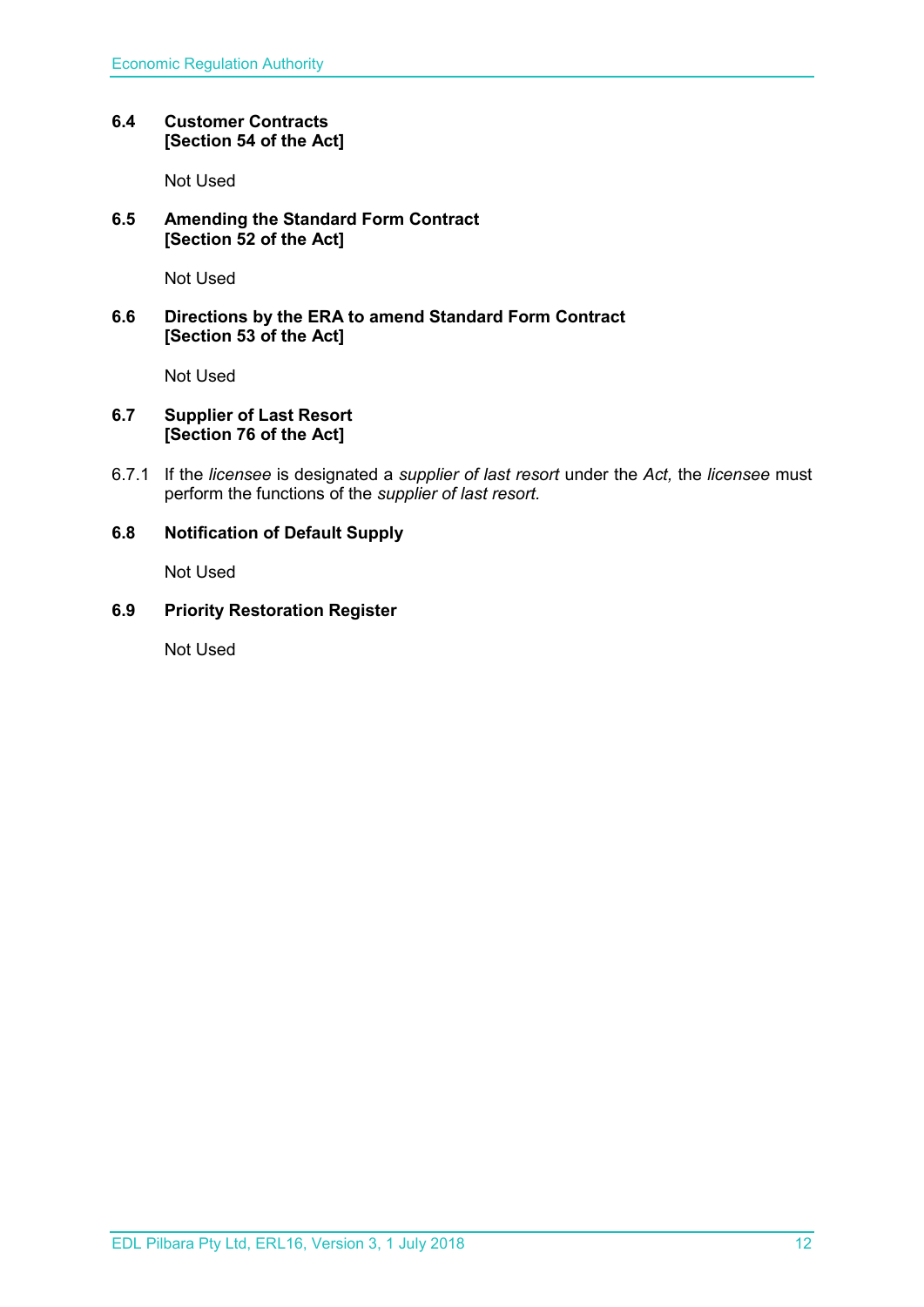### 6.4 Customer Contracts
**[Section 54 of the Act]**

Not Used

### 6.5 Amending the Standard Form Contract
**[Section 52 of the Act]**

Not Used

### 6.6 Directions by the ERA to amend Standard Form Contract
**[Section 53 of the Act]**

Not Used

### 6.7 Supplier of Last Resort
**[Section 76 of the Act]**

6.7.1 If the *licensee* is designated a *supplier of last resort* under the *Act,* the *licensee* must perform the functions of the *supplier of last resort*.

### 6.8 Notification of Default Supply

Not Used

### 6.9 Priority Restoration Register

Not Used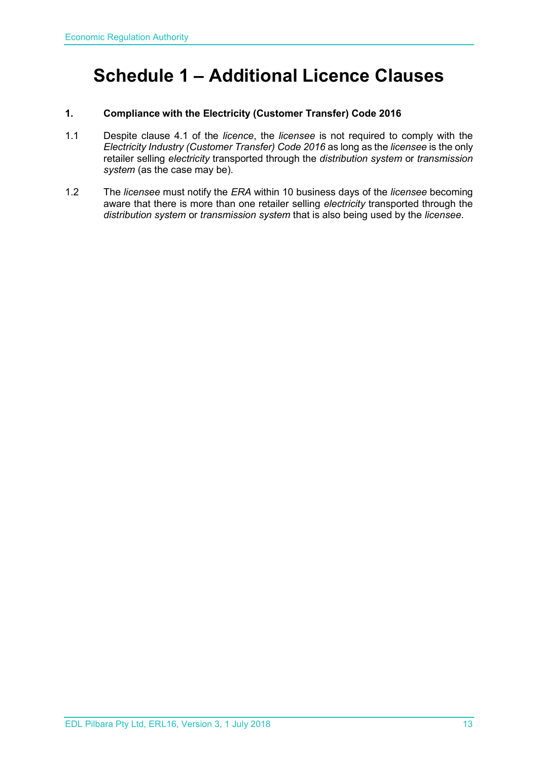# Schedule 1 – Additional Licence Clauses

**1. Compliance with the Electricity (Customer Transfer) Code 2016**

1.1 Despite clause 4.1 of the *licence*, the *licensee* is not required to comply with the *Electricity Industry (Customer Transfer) Code 2016* as long as the *licensee* is the only retailer selling *electricity* transported through the *distribution system* or *transmission system* (as the case may be).

1.2 The *licensee* must notify the *ERA* within 10 business days of the *licensee* becoming aware that there is more than one retailer selling *electricity* transported through the *distribution system* or *transmission system* that is also being used by the *licensee*.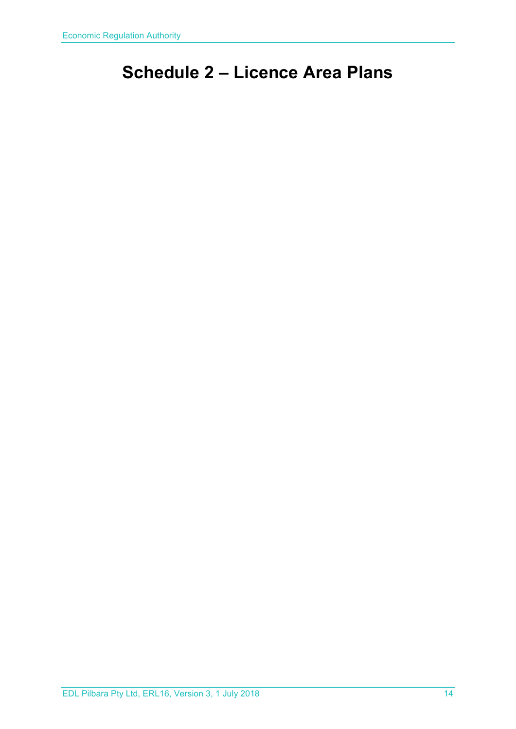# Schedule 2 – Licence Area Plans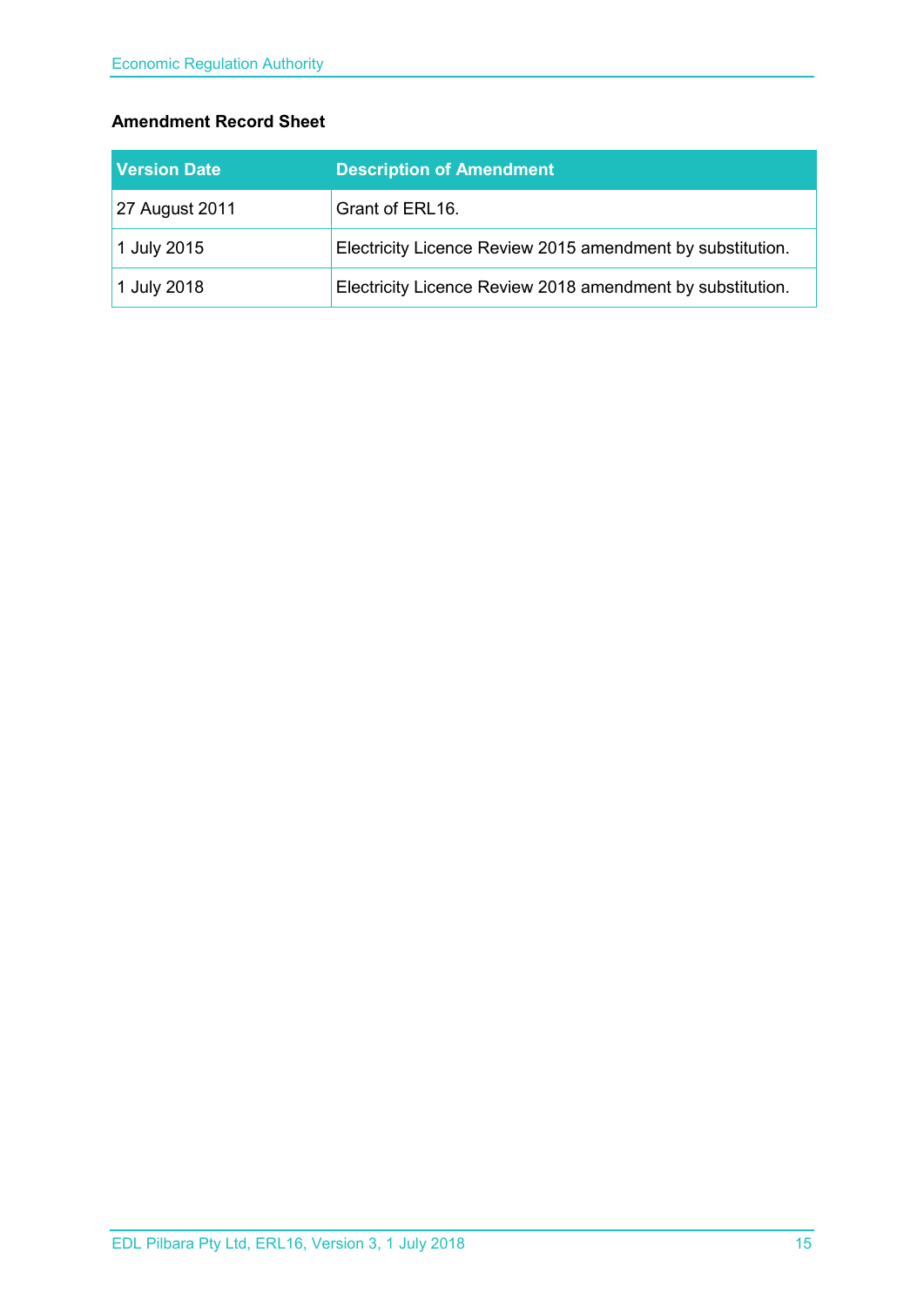**Amendment Record Sheet**

| Version Date | Description of Amendment |
|---|---|
| 27 August 2011 | Grant of ERL16. |
| 1 July 2015 | Electricity Licence Review 2015 amendment by substitution. |
| 1 July 2018 | Electricity Licence Review 2018 amendment by substitution. |